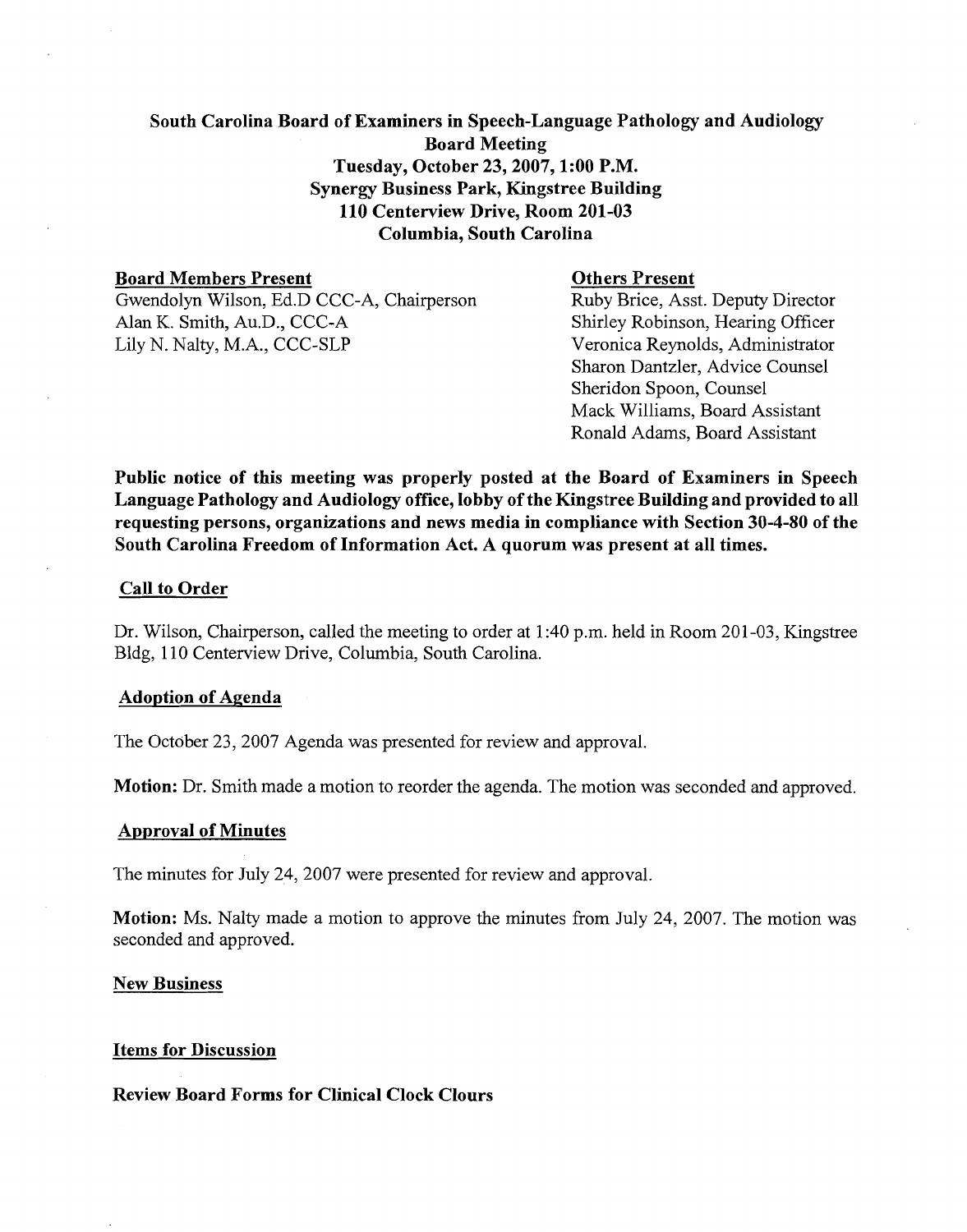**South Carolina Board of Examiners in Speech-Language Pathology and Audiology**
**Board Meeting**
**Tuesday, October 23, 2007, 1:00 P.M.**
**Synergy Business Park, Kingstree Building**
**110 Centerview Drive, Room 201-03**
**Columbia, South Carolina**

**Board Members Present**

Gwendolyn Wilson, Ed.D CCC-A, Chairperson
Alan K. Smith, Au.D., CCC-A
Lily N. Nalty, M.A., CCC-SLP

**Others Present**

Ruby Brice, Asst. Deputy Director
Shirley Robinson, Hearing Officer
Veronica Reynolds, Administrator
Sharon Dantzler, Advice Counsel
Sheridon Spoon, Counsel
Mack Williams, Board Assistant
Ronald Adams, Board Assistant

**Public notice of this meeting was properly posted at the Board of Examiners in Speech Language Pathology and Audiology office, lobby of the Kingstree Building and provided to all requesting persons, organizations and news media in compliance with Section 30-4-80 of the South Carolina Freedom of Information Act. A quorum was present at all times.**

## Call to Order

Dr. Wilson, Chairperson, called the meeting to order at 1:40 p.m. held in Room 201-03, Kingstree Bldg, 110 Centerview Drive, Columbia, South Carolina.

## Adoption of Agenda

The October 23, 2007 Agenda was presented for review and approval.

**Motion:** Dr. Smith made a motion to reorder the agenda. The motion was seconded and approved.

## Approval of Minutes

The minutes for July 24, 2007 were presented for review and approval.

**Motion:** Ms. Nalty made a motion to approve the minutes from July 24, 2007. The motion was seconded and approved.

## New Business

## Items for Discussion

**Review Board Forms for Clinical Clock Clours**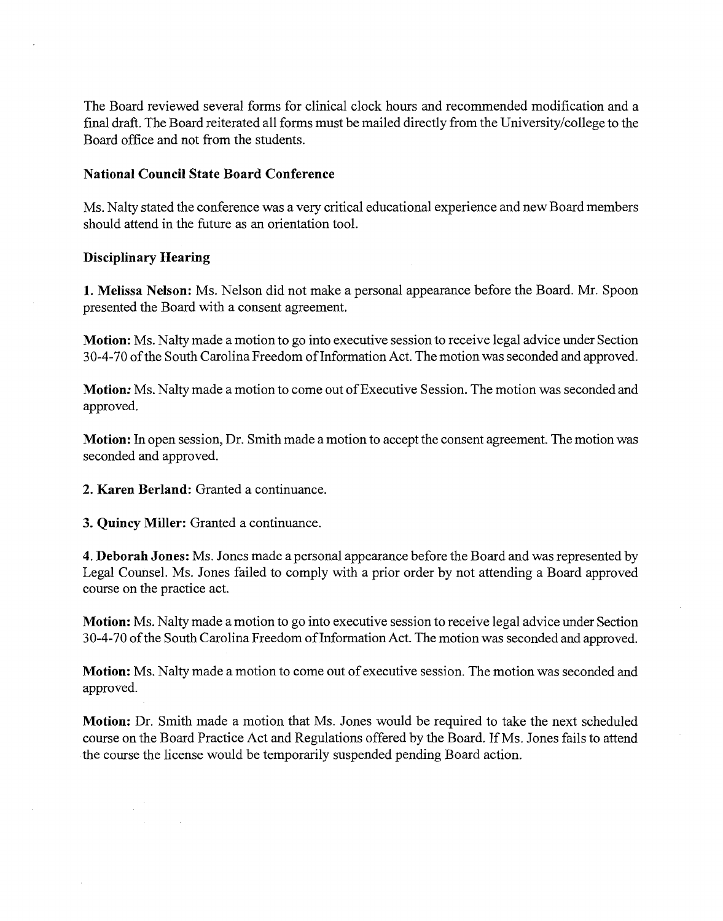The Board reviewed several forms for clinical clock hours and recommended modification and a final draft. The Board reiterated all forms must be mailed directly from the University/college to the Board office and not from the students.

**National Council State Board Conference**

Ms. Nalty stated the conference was a very critical educational experience and new Board members should attend in the future as an orientation tool.

**Disciplinary Hearing**

**1. Melissa Nelson:** Ms. Nelson did not make a personal appearance before the Board. Mr. Spoon presented the Board with a consent agreement.

**Motion:** Ms. Nalty made a motion to go into executive session to receive legal advice under Section 30-4-70 of the South Carolina Freedom of Information Act. The motion was seconded and approved.

**Motion:** Ms. Nalty made a motion to come out of Executive Session. The motion was seconded and approved.

**Motion:** In open session, Dr. Smith made a motion to accept the consent agreement. The motion was seconded and approved.

**2. Karen Berland:** Granted a continuance.

**3. Quincy Miller:** Granted a continuance.

**4. Deborah Jones:** Ms. Jones made a personal appearance before the Board and was represented by Legal Counsel. Ms. Jones failed to comply with a prior order by not attending a Board approved course on the practice act.

**Motion:** Ms. Nalty made a motion to go into executive session to receive legal advice under Section 30-4-70 of the South Carolina Freedom of Information Act. The motion was seconded and approved.

**Motion:** Ms. Nalty made a motion to come out of executive session. The motion was seconded and approved.

**Motion:** Dr. Smith made a motion that Ms. Jones would be required to take the next scheduled course on the Board Practice Act and Regulations offered by the Board. If Ms. Jones fails to attend the course the license would be temporarily suspended pending Board action.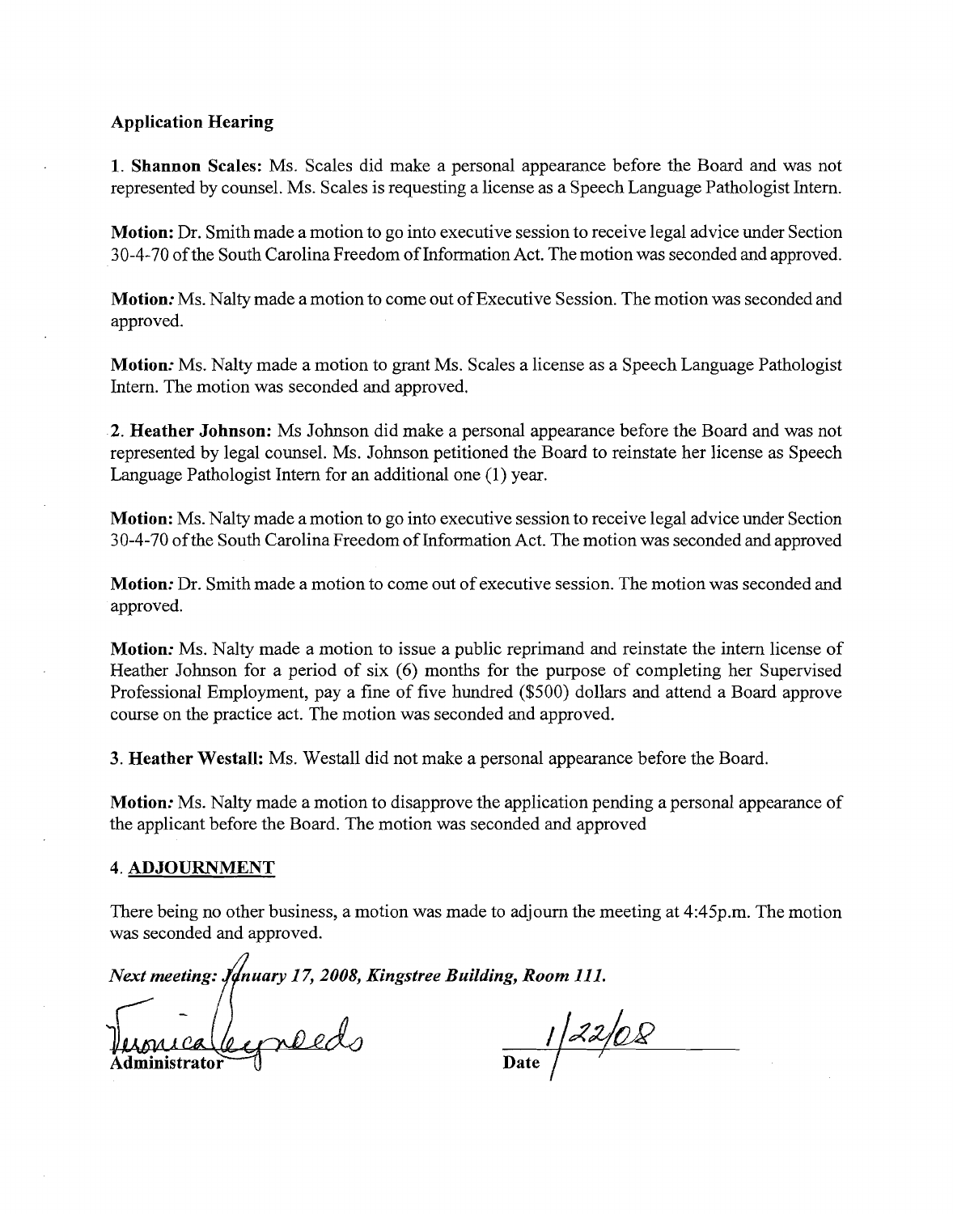**Application Hearing**

1. **Shannon Scales:** Ms. Scales did make a personal appearance before the Board and was not represented by counsel. Ms. Scales is requesting a license as a Speech Language Pathologist Intern.

**Motion:** Dr. Smith made a motion to go into executive session to receive legal advice under Section 30-4-70 of the South Carolina Freedom of Information Act. The motion was seconded and approved.

**Motion:** Ms. Nalty made a motion to come out of Executive Session. The motion was seconded and approved.

**Motion:** Ms. Nalty made a motion to grant Ms. Scales a license as a Speech Language Pathologist Intern. The motion was seconded and approved.

2. **Heather Johnson:** Ms Johnson did make a personal appearance before the Board and was not represented by legal counsel. Ms. Johnson petitioned the Board to reinstate her license as Speech Language Pathologist Intern for an additional one (1) year.

**Motion:** Ms. Nalty made a motion to go into executive session to receive legal advice under Section 30-4-70 of the South Carolina Freedom of Information Act. The motion was seconded and approved

**Motion:** Dr. Smith made a motion to come out of executive session. The motion was seconded and approved.

**Motion:** Ms. Nalty made a motion to issue a public reprimand and reinstate the intern license of Heather Johnson for a period of six (6) months for the purpose of completing her Supervised Professional Employment, pay a fine of five hundred ($500) dollars and attend a Board approve course on the practice act. The motion was seconded and approved.

3. **Heather Westall:** Ms. Westall did not make a personal appearance before the Board.

**Motion:** Ms. Nalty made a motion to disapprove the application pending a personal appearance of the applicant before the Board. The motion was seconded and approved

4. **ADJOURNMENT**

There being no other business, a motion was made to adjourn the meeting at 4:45p.m. The motion was seconded and approved.

***Next meeting: January 17, 2008, Kingstree Building, Room 111.***

Veronica Reynolds
**Administrator**

1/22/08
**Date**